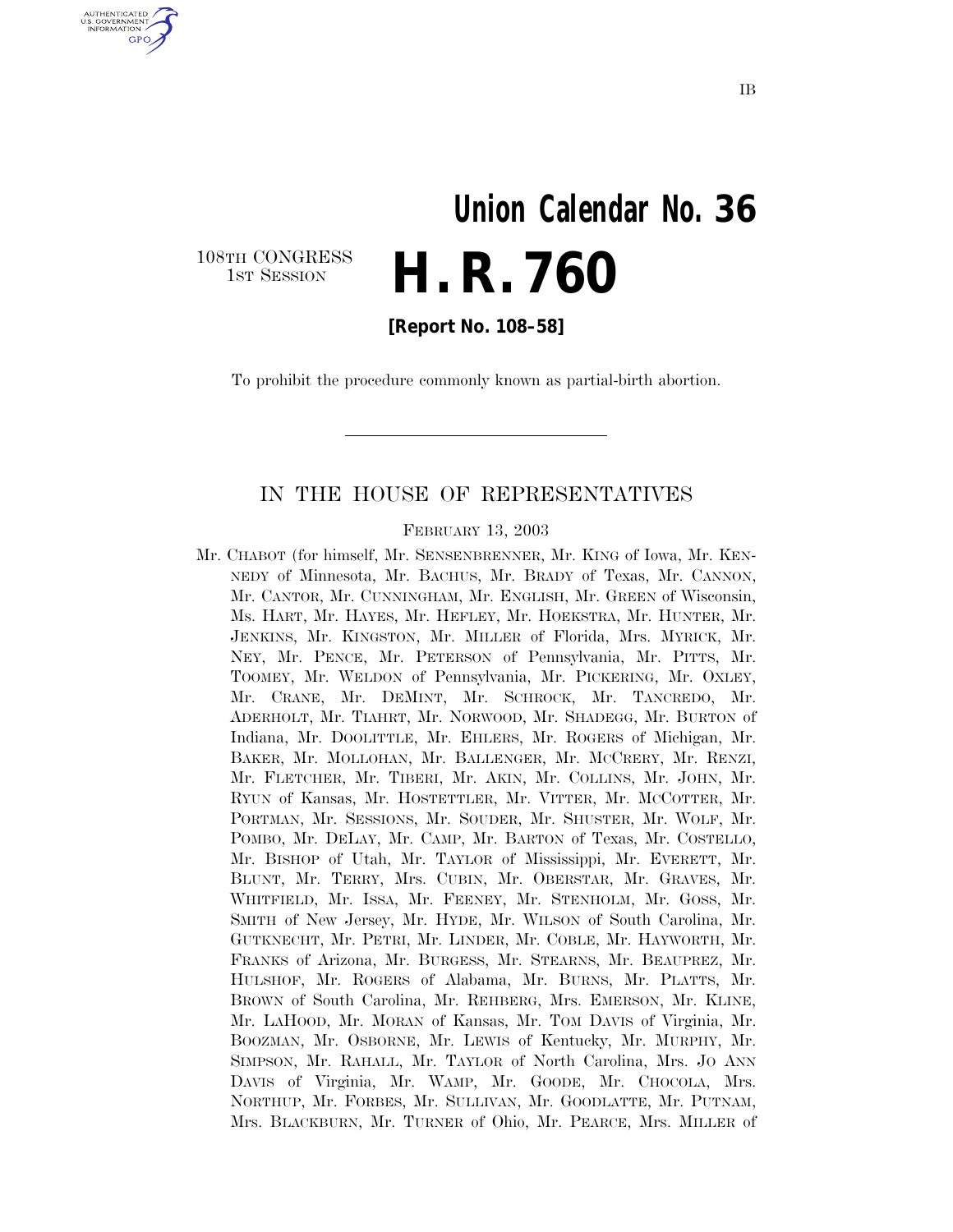IB

# Union Calendar No. 36

108TH CONGRESS
1ST SESSION

# H. R. 760

**[Report No. 108–58]**

To prohibit the procedure commonly known as partial-birth abortion.

---

## IN THE HOUSE OF REPRESENTATIVES

FEBRUARY 13, 2003

Mr. CHABOT (for himself, Mr. SENSENBRENNER, Mr. KING of Iowa, Mr. KENNEDY of Minnesota, Mr. BACHUS, Mr. BRADY of Texas, Mr. CANNON, Mr. CANTOR, Mr. CUNNINGHAM, Mr. ENGLISH, Mr. GREEN of Wisconsin, Ms. HART, Mr. HAYES, Mr. HEFLEY, Mr. HOEKSTRA, Mr. HUNTER, Mr. JENKINS, Mr. KINGSTON, Mr. MILLER of Florida, Mrs. MYRICK, Mr. NEY, Mr. PENCE, Mr. PETERSON of Pennsylvania, Mr. PITTS, Mr. TOOMEY, Mr. WELDON of Pennsylvania, Mr. PICKERING, Mr. OXLEY, Mr. CRANE, Mr. DEMINT, Mr. SCHROCK, Mr. TANCREDO, Mr. ADERHOLT, Mr. TIAHRT, Mr. NORWOOD, Mr. SHADEGG, Mr. BURTON of Indiana, Mr. DOOLITTLE, Mr. EHLERS, Mr. ROGERS of Michigan, Mr. BAKER, Mr. MOLLOHAN, Mr. BALLENGER, Mr. MCCRERY, Mr. RENZI, Mr. FLETCHER, Mr. TIBERI, Mr. AKIN, Mr. COLLINS, Mr. JOHN, Mr. RYUN of Kansas, Mr. HOSTETTLER, Mr. VITTER, Mr. MCCOTTER, Mr. PORTMAN, Mr. SESSIONS, Mr. SOUDER, Mr. SHUSTER, Mr. WOLF, Mr. POMBO, Mr. DELAY, Mr. CAMP, Mr. BARTON of Texas, Mr. COSTELLO, Mr. BISHOP of Utah, Mr. TAYLOR of Mississippi, Mr. EVERETT, Mr. BLUNT, Mr. TERRY, Mrs. CUBIN, Mr. OBERSTAR, Mr. GRAVES, Mr. WHITFIELD, Mr. ISSA, Mr. FEENEY, Mr. STENHOLM, Mr. GOSS, Mr. SMITH of New Jersey, Mr. HYDE, Mr. WILSON of South Carolina, Mr. GUTKNECHT, Mr. PETRI, Mr. LINDER, Mr. COBLE, Mr. HAYWORTH, Mr. FRANKS of Arizona, Mr. BURGESS, Mr. STEARNS, Mr. BEAUPREZ, Mr. HULSHOF, Mr. ROGERS of Alabama, Mr. BURNS, Mr. PLATTS, Mr. BROWN of South Carolina, Mr. REHBERG, Mrs. EMERSON, Mr. KLINE, Mr. LAHOOD, Mr. MORAN of Kansas, Mr. TOM DAVIS of Virginia, Mr. BOOZMAN, Mr. OSBORNE, Mr. LEWIS of Kentucky, Mr. MURPHY, Mr. SIMPSON, Mr. RAHALL, Mr. TAYLOR of North Carolina, Mrs. JO ANN DAVIS of Virginia, Mr. WAMP, Mr. GOODE, Mr. CHOCOLA, Mrs. NORTHUP, Mr. FORBES, Mr. SULLIVAN, Mr. GOODLATTE, Mr. PUTNAM, Mrs. BLACKBURN, Mr. TURNER of Ohio, Mr. PEARCE, Mrs. MILLER of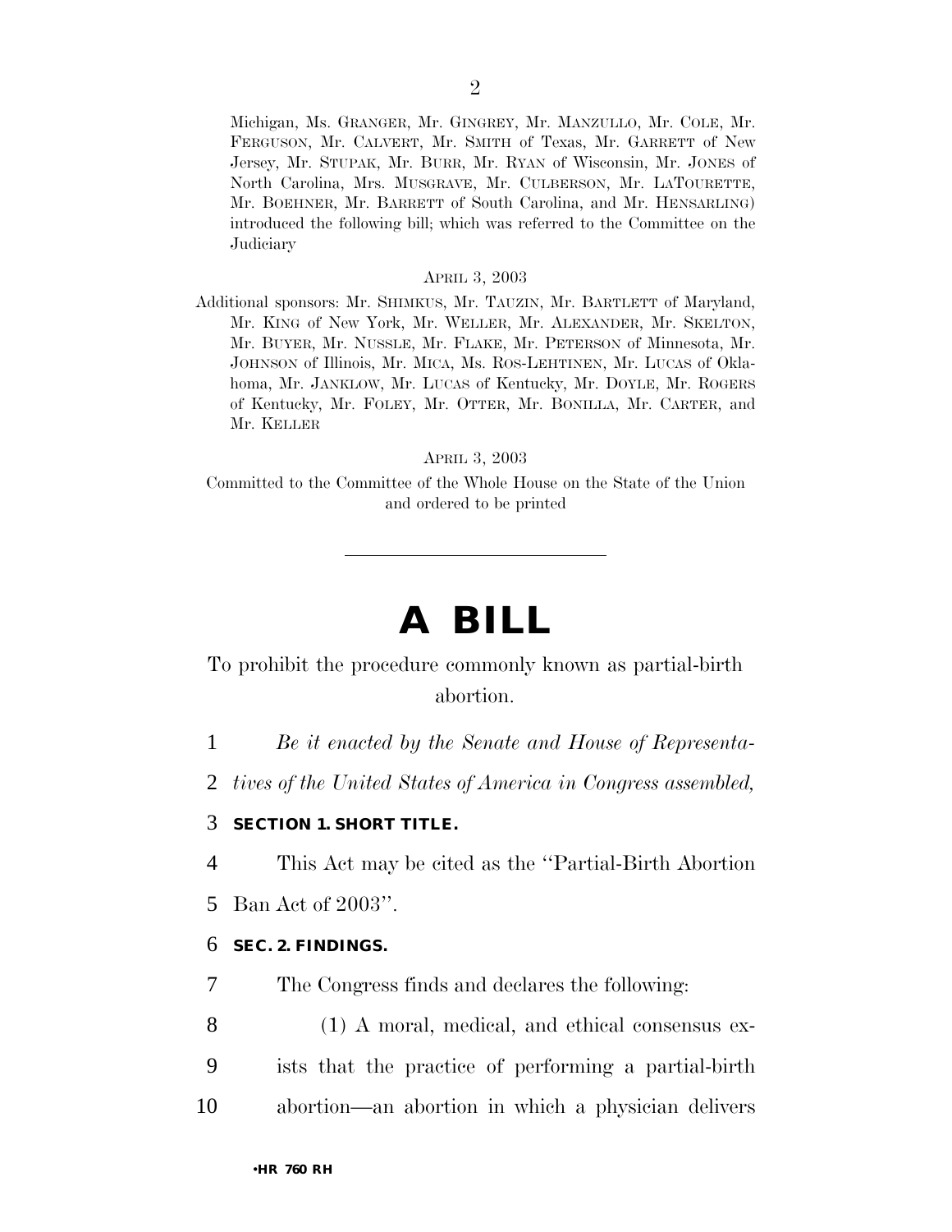Michigan, Ms. GRANGER, Mr. GINGREY, Mr. MANZULLO, Mr. COLE, Mr. FERGUSON, Mr. CALVERT, Mr. SMITH of Texas, Mr. GARRETT of New Jersey, Mr. STUPAK, Mr. BURR, Mr. RYAN of Wisconsin, Mr. JONES of North Carolina, Mrs. MUSGRAVE, Mr. CULBERSON, Mr. LATOURETTE, Mr. BOEHNER, Mr. BARRETT of South Carolina, and Mr. HENSARLING) introduced the following bill; which was referred to the Committee on the Judiciary

APRIL 3, 2003

Additional sponsors: Mr. SHIMKUS, Mr. TAUZIN, Mr. BARTLETT of Maryland, Mr. KING of New York, Mr. WELLER, Mr. ALEXANDER, Mr. SKELTON, Mr. BUYER, Mr. NUSSLE, Mr. FLAKE, Mr. PETERSON of Minnesota, Mr. JOHNSON of Illinois, Mr. MICA, Ms. ROS-LEHTINEN, Mr. LUCAS of Oklahoma, Mr. JANKLOW, Mr. LUCAS of Kentucky, Mr. DOYLE, Mr. ROGERS of Kentucky, Mr. FOLEY, Mr. OTTER, Mr. BONILLA, Mr. CARTER, and Mr. KELLER

APRIL 3, 2003

Committed to the Committee of the Whole House on the State of the Union and ordered to be printed

---

# A BILL

To prohibit the procedure commonly known as partial-birth abortion.

1 *Be it enacted by the Senate and House of Representa-*
2 *tives of the United States of America in Congress assembled,*

3 **SECTION 1. SHORT TITLE.**

4 This Act may be cited as the ''Partial-Birth Abortion
5 Ban Act of 2003''.

6 **SEC. 2. FINDINGS.**

7 The Congress finds and declares the following:

8 (1) A moral, medical, and ethical consensus ex-
9 ists that the practice of performing a partial-birth
10 abortion—an abortion in which a physician delivers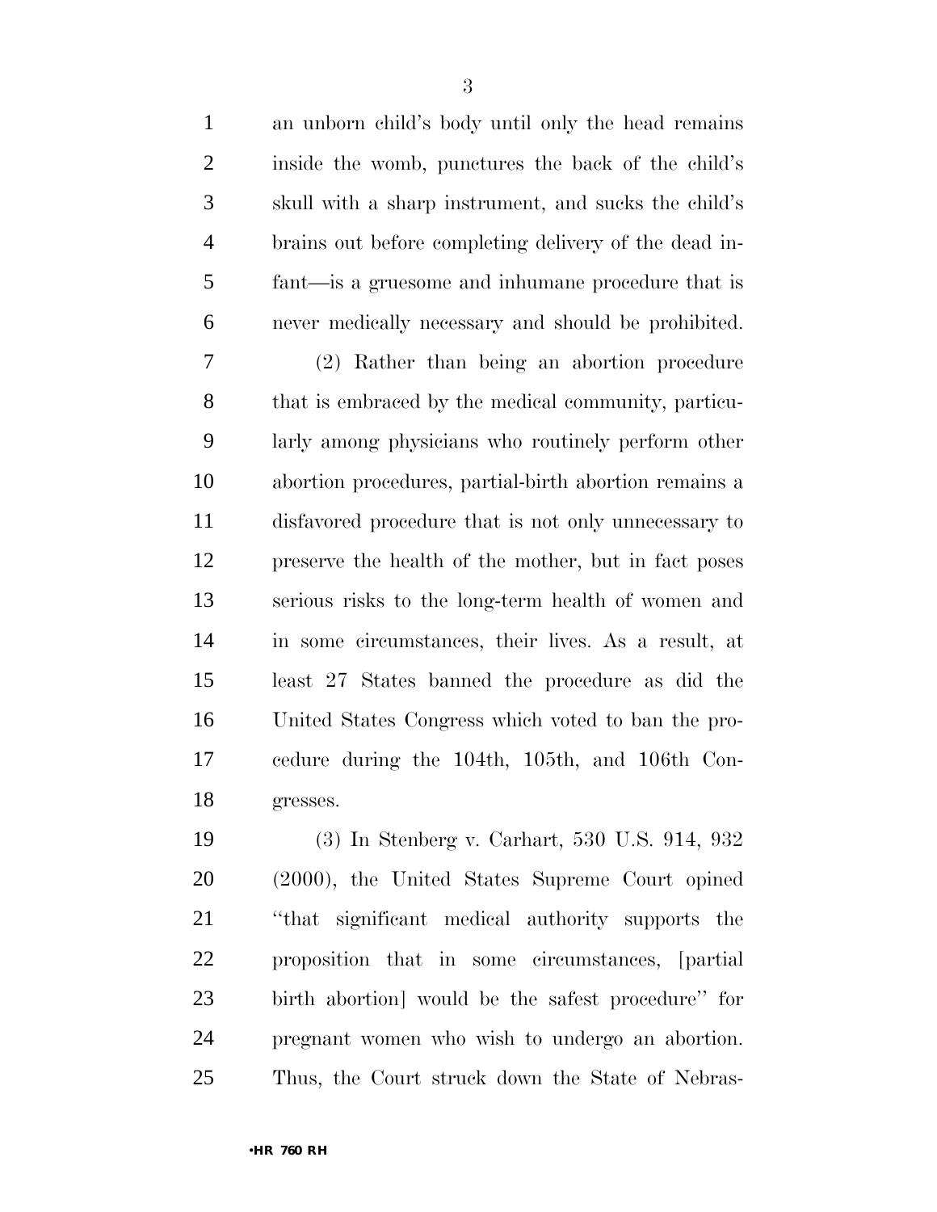an unborn child's body until only the head remains inside the womb, punctures the back of the child's skull with a sharp instrument, and sucks the child's brains out before completing delivery of the dead infant—is a gruesome and inhumane procedure that is never medically necessary and should be prohibited.

(2) Rather than being an abortion procedure that is embraced by the medical community, particularly among physicians who routinely perform other abortion procedures, partial-birth abortion remains a disfavored procedure that is not only unnecessary to preserve the health of the mother, but in fact poses serious risks to the long-term health of women and in some circumstances, their lives. As a result, at least 27 States banned the procedure as did the United States Congress which voted to ban the procedure during the 104th, 105th, and 106th Congresses.

(3) In Stenberg v. Carhart, 530 U.S. 914, 932 (2000), the United States Supreme Court opined ''that significant medical authority supports the proposition that in some circumstances, [partial birth abortion] would be the safest procedure'' for pregnant women who wish to undergo an abortion. Thus, the Court struck down the State of Nebras-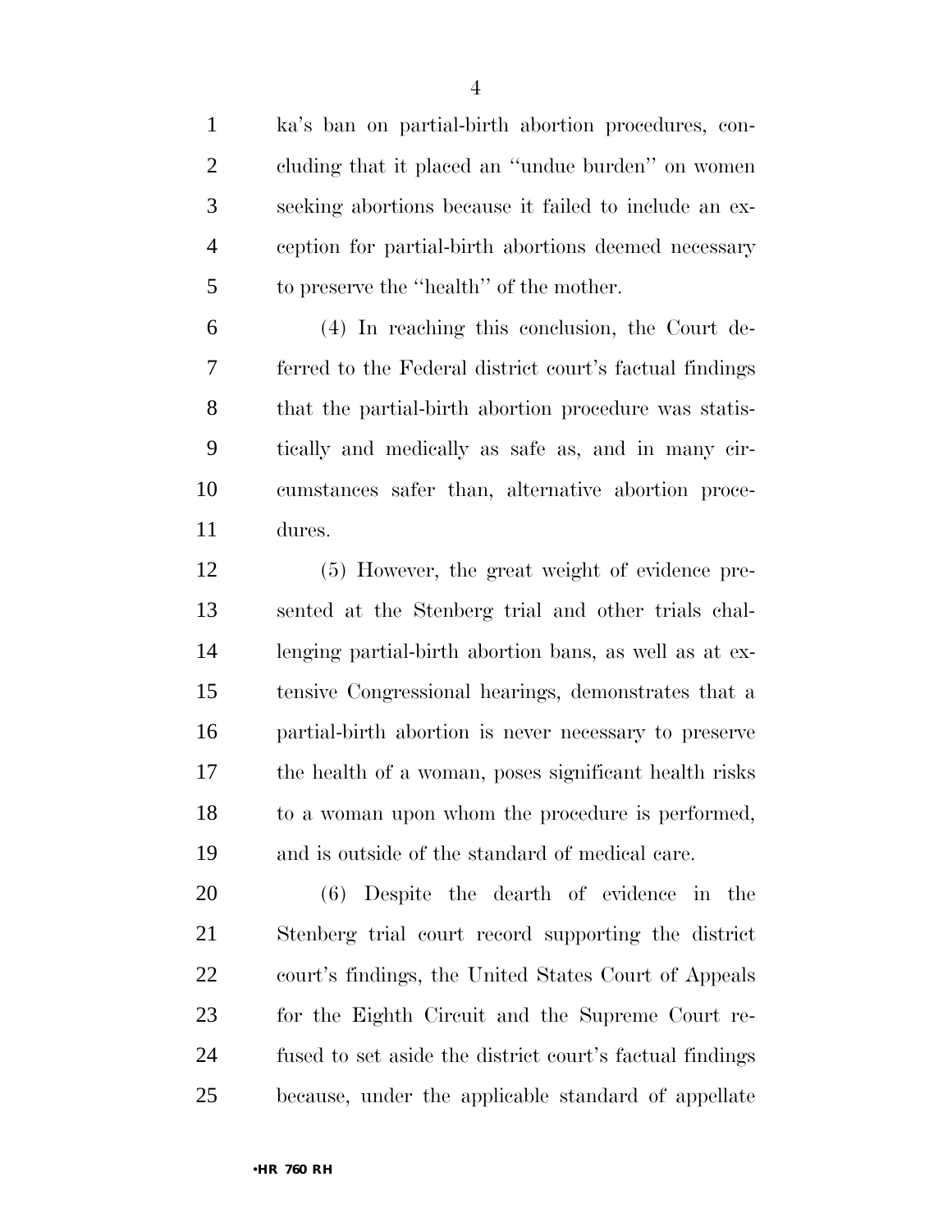ka's ban on partial-birth abortion procedures, concluding that it placed an "undue burden" on women seeking abortions because it failed to include an exception for partial-birth abortions deemed necessary to preserve the "health" of the mother.

(4) In reaching this conclusion, the Court deferred to the Federal district court's factual findings that the partial-birth abortion procedure was statistically and medically as safe as, and in many circumstances safer than, alternative abortion procedures.

(5) However, the great weight of evidence presented at the Stenberg trial and other trials challenging partial-birth abortion bans, as well as at extensive Congressional hearings, demonstrates that a partial-birth abortion is never necessary to preserve the health of a woman, poses significant health risks to a woman upon whom the procedure is performed, and is outside of the standard of medical care.

(6) Despite the dearth of evidence in the Stenberg trial court record supporting the district court's findings, the United States Court of Appeals for the Eighth Circuit and the Supreme Court refused to set aside the district court's factual findings because, under the applicable standard of appellate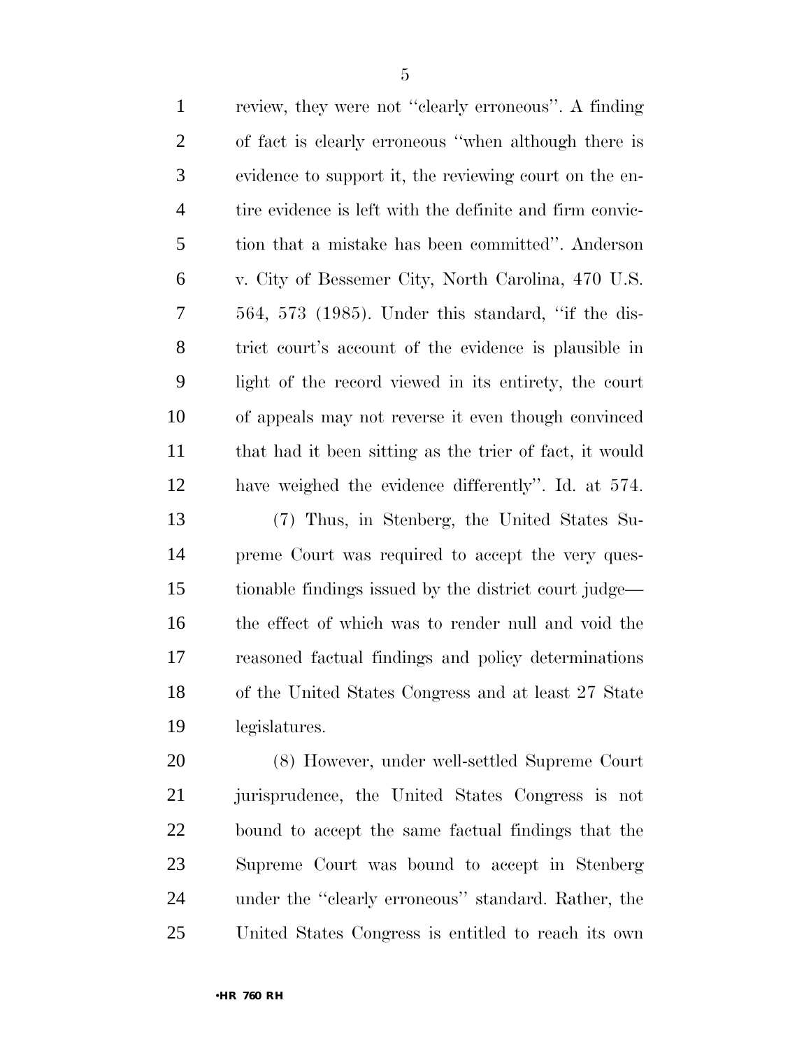review, they were not "clearly erroneous". A finding of fact is clearly erroneous "when although there is evidence to support it, the reviewing court on the entire evidence is left with the definite and firm conviction that a mistake has been committed". Anderson v. City of Bessemer City, North Carolina, 470 U.S. 564, 573 (1985). Under this standard, "if the district court's account of the evidence is plausible in light of the record viewed in its entirety, the court of appeals may not reverse it even though convinced that had it been sitting as the trier of fact, it would have weighed the evidence differently". Id. at 574.

(7) Thus, in Stenberg, the United States Supreme Court was required to accept the very questionable findings issued by the district court judge—the effect of which was to render null and void the reasoned factual findings and policy determinations of the United States Congress and at least 27 State legislatures.

(8) However, under well-settled Supreme Court jurisprudence, the United States Congress is not bound to accept the same factual findings that the Supreme Court was bound to accept in Stenberg under the "clearly erroneous" standard. Rather, the United States Congress is entitled to reach its own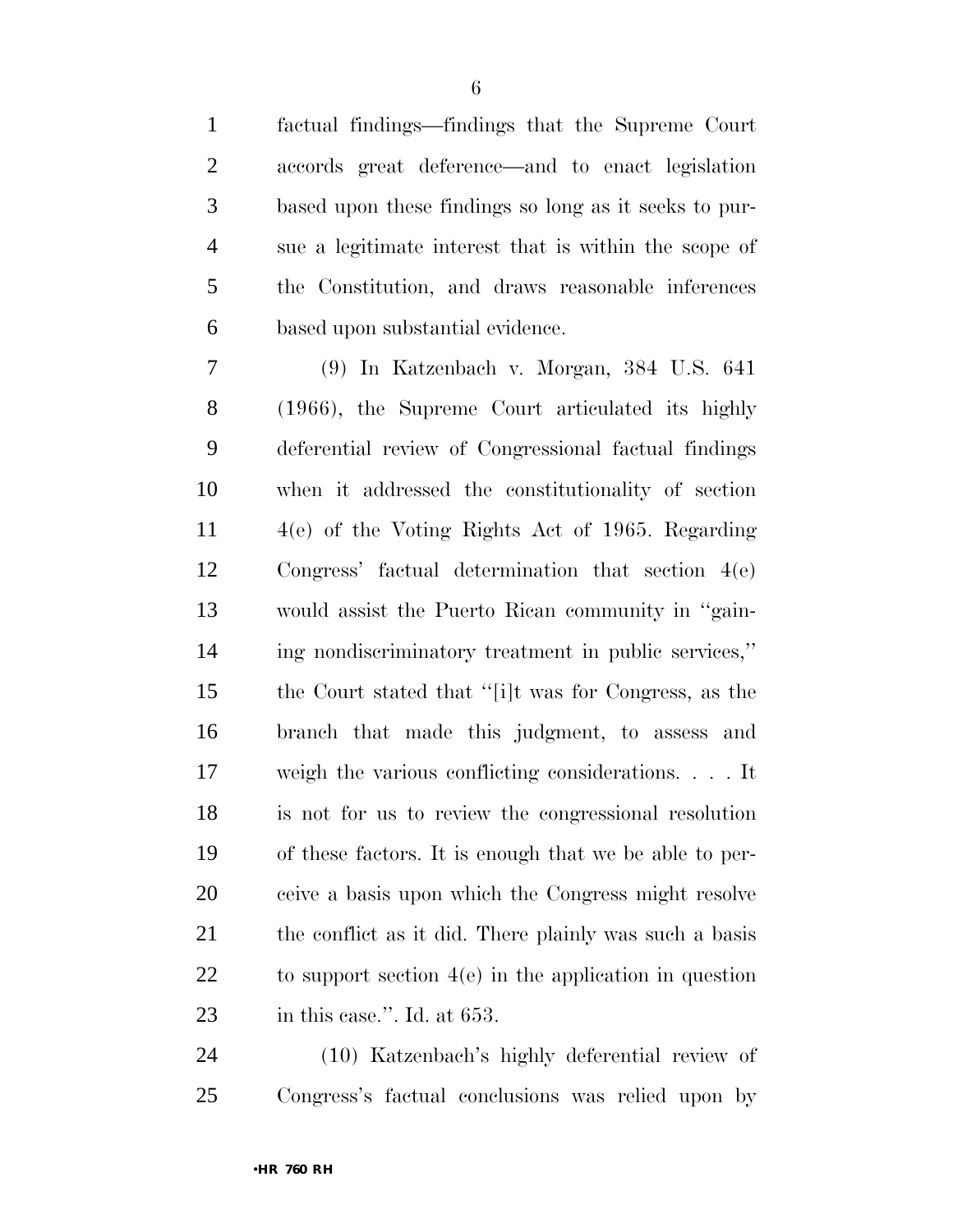factual findings—findings that the Supreme Court accords great deference—and to enact legislation based upon these findings so long as it seeks to pursue a legitimate interest that is within the scope of the Constitution, and draws reasonable inferences based upon substantial evidence.

(9) In Katzenbach v. Morgan, 384 U.S. 641 (1966), the Supreme Court articulated its highly deferential review of Congressional factual findings when it addressed the constitutionality of section 4(e) of the Voting Rights Act of 1965. Regarding Congress' factual determination that section 4(e) would assist the Puerto Rican community in ''gaining nondiscriminatory treatment in public services,'' the Court stated that ''[i]t was for Congress, as the branch that made this judgment, to assess and weigh the various conflicting considerations. . . . It is not for us to review the congressional resolution of these factors. It is enough that we be able to perceive a basis upon which the Congress might resolve the conflict as it did. There plainly was such a basis to support section 4(e) in the application in question in this case.''. Id. at 653.

(10) Katzenbach's highly deferential review of Congress's factual conclusions was relied upon by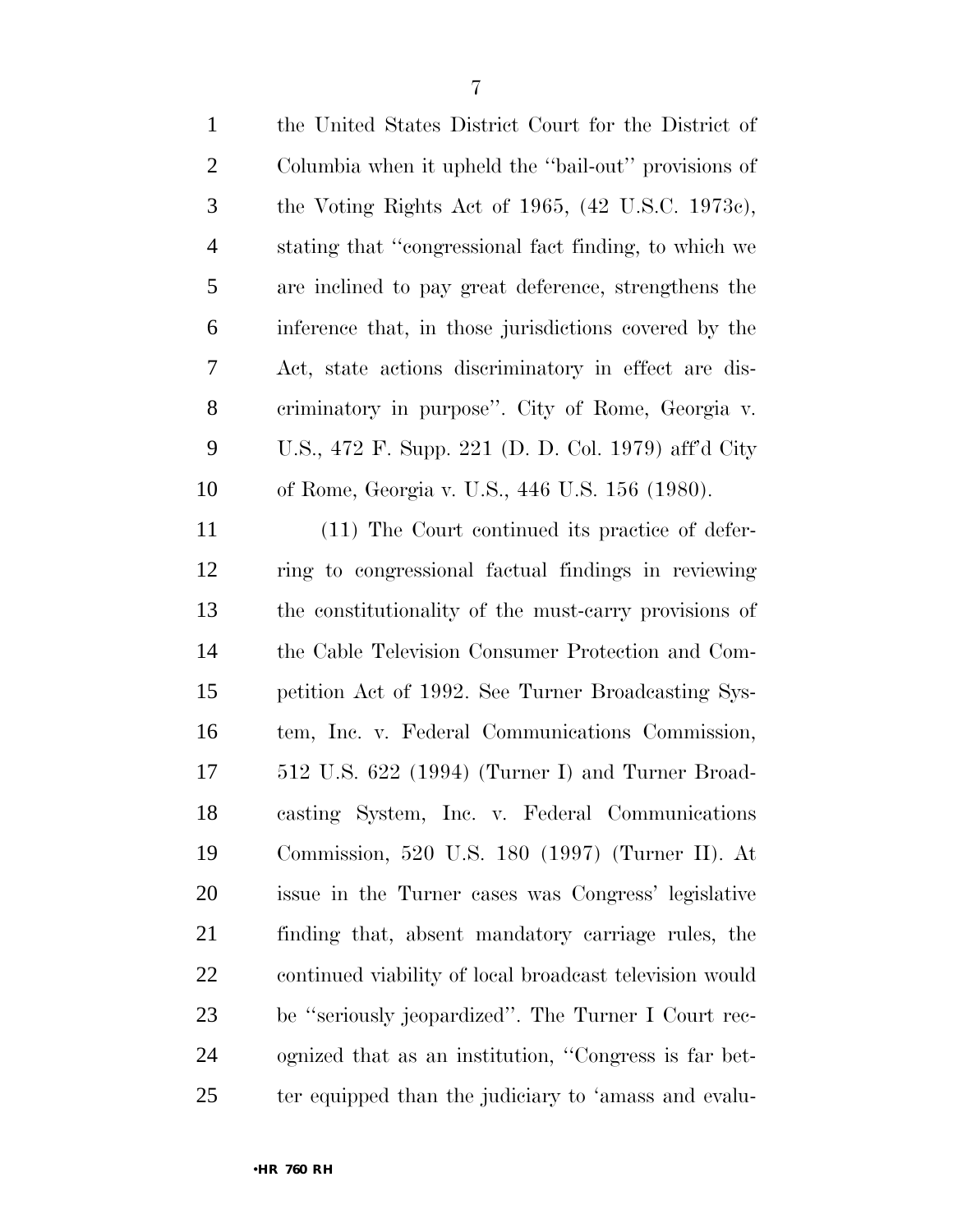the United States District Court for the District of Columbia when it upheld the ''bail-out'' provisions of the Voting Rights Act of 1965, (42 U.S.C. 1973c), stating that ''congressional fact finding, to which we are inclined to pay great deference, strengthens the inference that, in those jurisdictions covered by the Act, state actions discriminatory in effect are discriminatory in purpose''. City of Rome, Georgia v. U.S., 472 F. Supp. 221 (D. D. Col. 1979) aff'd City of Rome, Georgia v. U.S., 446 U.S. 156 (1980).

(11) The Court continued its practice of deferring to congressional factual findings in reviewing the constitutionality of the must-carry provisions of the Cable Television Consumer Protection and Competition Act of 1992. See Turner Broadcasting System, Inc. v. Federal Communications Commission, 512 U.S. 622 (1994) (Turner I) and Turner Broadcasting System, Inc. v. Federal Communications Commission, 520 U.S. 180 (1997) (Turner II). At issue in the Turner cases was Congress' legislative finding that, absent mandatory carriage rules, the continued viability of local broadcast television would be ''seriously jeopardized''. The Turner I Court recognized that as an institution, ''Congress is far better equipped than the judiciary to 'amass and evalu-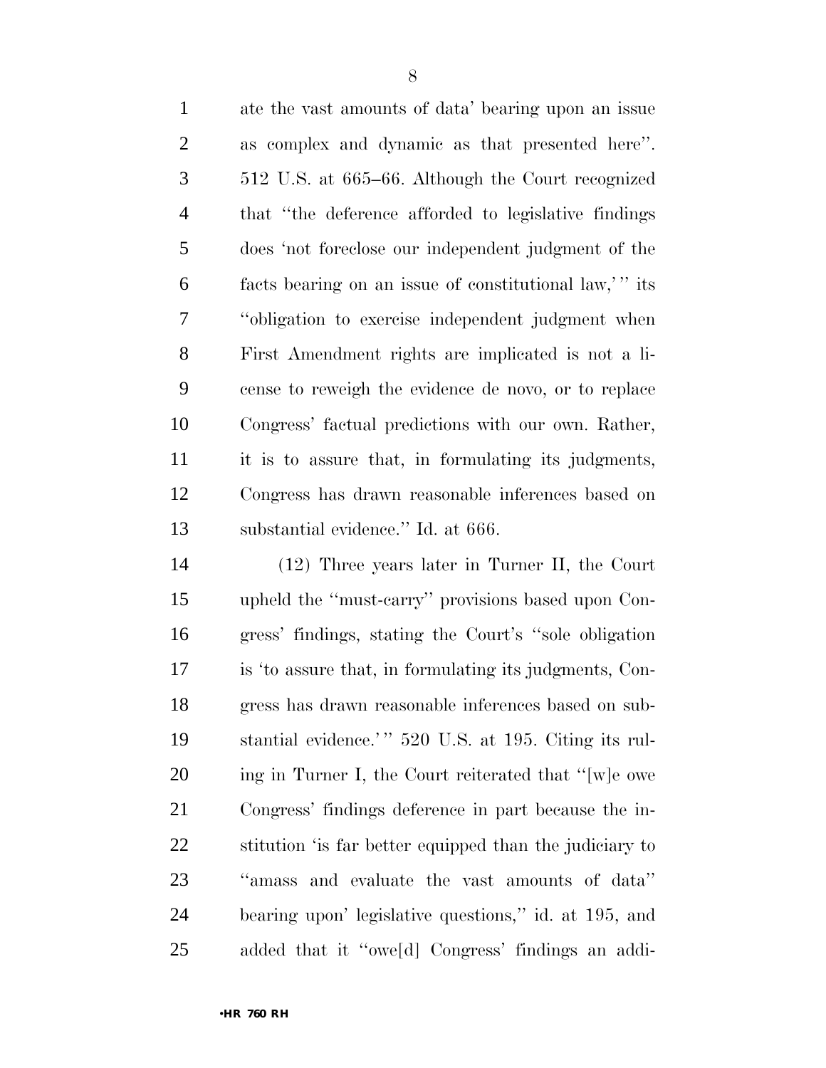ate the vast amounts of data' bearing upon an issue as complex and dynamic as that presented here''. 512 U.S. at 665–66. Although the Court recognized that ''the deference afforded to legislative findings does 'not foreclose our independent judgment of the facts bearing on an issue of constitutional law,' '' its ''obligation to exercise independent judgment when First Amendment rights are implicated is not a license to reweigh the evidence de novo, or to replace Congress' factual predictions with our own. Rather, it is to assure that, in formulating its judgments, Congress has drawn reasonable inferences based on substantial evidence.'' Id. at 666.

(12) Three years later in Turner II, the Court upheld the ''must-carry'' provisions based upon Congress' findings, stating the Court's ''sole obligation is 'to assure that, in formulating its judgments, Congress has drawn reasonable inferences based on substantial evidence.' '' 520 U.S. at 195. Citing its ruling in Turner I, the Court reiterated that ''[w]e owe Congress' findings deference in part because the institution 'is far better equipped than the judiciary to ''amass and evaluate the vast amounts of data'' bearing upon' legislative questions,'' id. at 195, and added that it ''owe[d] Congress' findings an addi-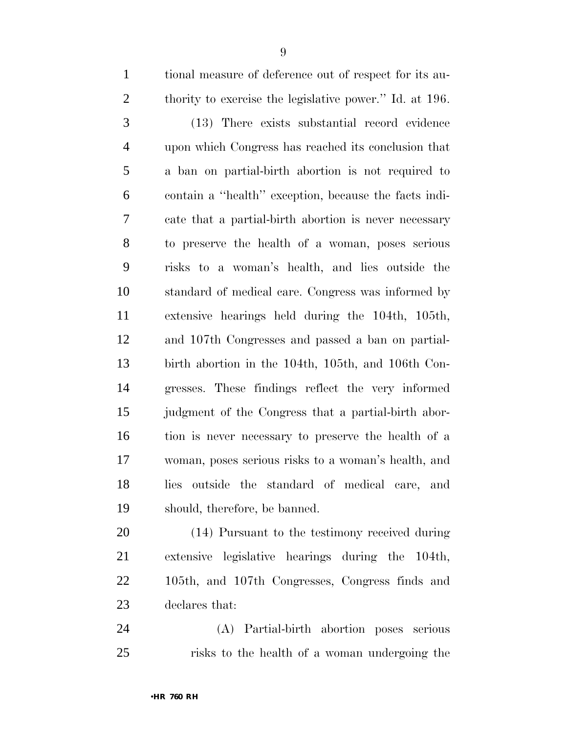tional measure of deference out of respect for its authority to exercise the legislative power.'' Id. at 196.

(13) There exists substantial record evidence upon which Congress has reached its conclusion that a ban on partial-birth abortion is not required to contain a ''health'' exception, because the facts indicate that a partial-birth abortion is never necessary to preserve the health of a woman, poses serious risks to a woman's health, and lies outside the standard of medical care. Congress was informed by extensive hearings held during the 104th, 105th, and 107th Congresses and passed a ban on partial-birth abortion in the 104th, 105th, and 106th Congresses. These findings reflect the very informed judgment of the Congress that a partial-birth abortion is never necessary to preserve the health of a woman, poses serious risks to a woman's health, and lies outside the standard of medical care, and should, therefore, be banned.

(14) Pursuant to the testimony received during extensive legislative hearings during the 104th, 105th, and 107th Congresses, Congress finds and declares that:

(A) Partial-birth abortion poses serious risks to the health of a woman undergoing the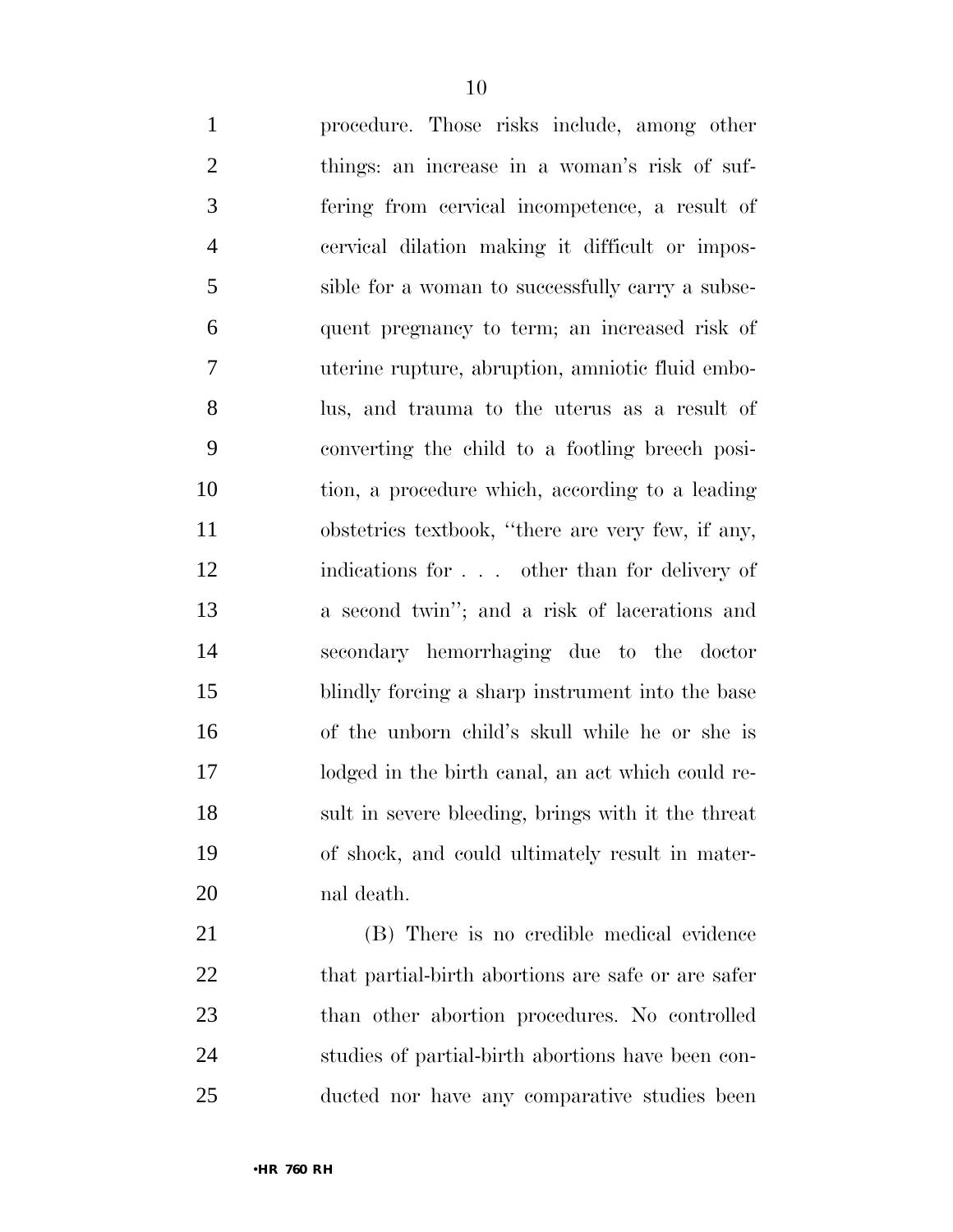procedure. Those risks include, among other things: an increase in a woman's risk of suffering from cervical incompetence, a result of cervical dilation making it difficult or impossible for a woman to successfully carry a subsequent pregnancy to term; an increased risk of uterine rupture, abruption, amniotic fluid embolus, and trauma to the uterus as a result of converting the child to a footling breech position, a procedure which, according to a leading obstetrics textbook, "there are very few, if any, indications for . . . other than for delivery of a second twin"; and a risk of lacerations and secondary hemorrhaging due to the doctor blindly forcing a sharp instrument into the base of the unborn child's skull while he or she is lodged in the birth canal, an act which could result in severe bleeding, brings with it the threat of shock, and could ultimately result in maternal death.

(B) There is no credible medical evidence that partial-birth abortions are safe or are safer than other abortion procedures. No controlled studies of partial-birth abortions have been conducted nor have any comparative studies been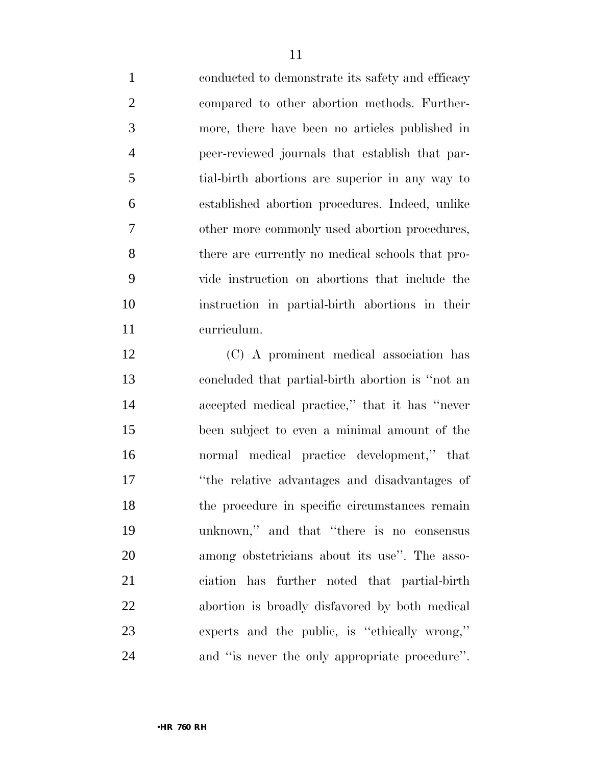conducted to demonstrate its safety and efficacy compared to other abortion methods. Furthermore, there have been no articles published in peer-reviewed journals that establish that partial-birth abortions are superior in any way to established abortion procedures. Indeed, unlike other more commonly used abortion procedures, there are currently no medical schools that provide instruction on abortions that include the instruction in partial-birth abortions in their curriculum.

(C) A prominent medical association has concluded that partial-birth abortion is "not an accepted medical practice," that it has "never been subject to even a minimal amount of the normal medical practice development," that "the relative advantages and disadvantages of the procedure in specific circumstances remain unknown," and that "there is no consensus among obstetricians about its use". The association has further noted that partial-birth abortion is broadly disfavored by both medical experts and the public, is "ethically wrong," and "is never the only appropriate procedure".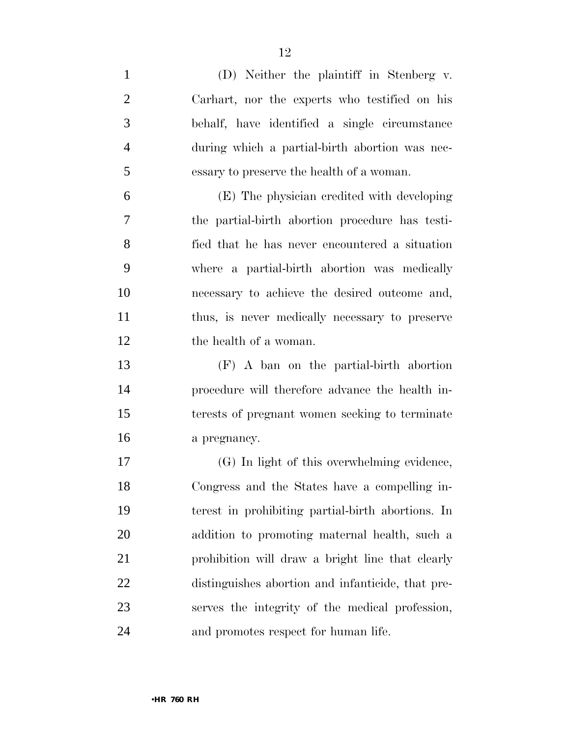(D) Neither the plaintiff in Stenberg v. Carhart, nor the experts who testified on his behalf, have identified a single circumstance during which a partial-birth abortion was necessary to preserve the health of a woman.

(E) The physician credited with developing the partial-birth abortion procedure has testified that he has never encountered a situation where a partial-birth abortion was medically necessary to achieve the desired outcome and, thus, is never medically necessary to preserve the health of a woman.

(F) A ban on the partial-birth abortion procedure will therefore advance the health interests of pregnant women seeking to terminate a pregnancy.

(G) In light of this overwhelming evidence, Congress and the States have a compelling interest in prohibiting partial-birth abortions. In addition to promoting maternal health, such a prohibition will draw a bright line that clearly distinguishes abortion and infanticide, that preserves the integrity of the medical profession, and promotes respect for human life.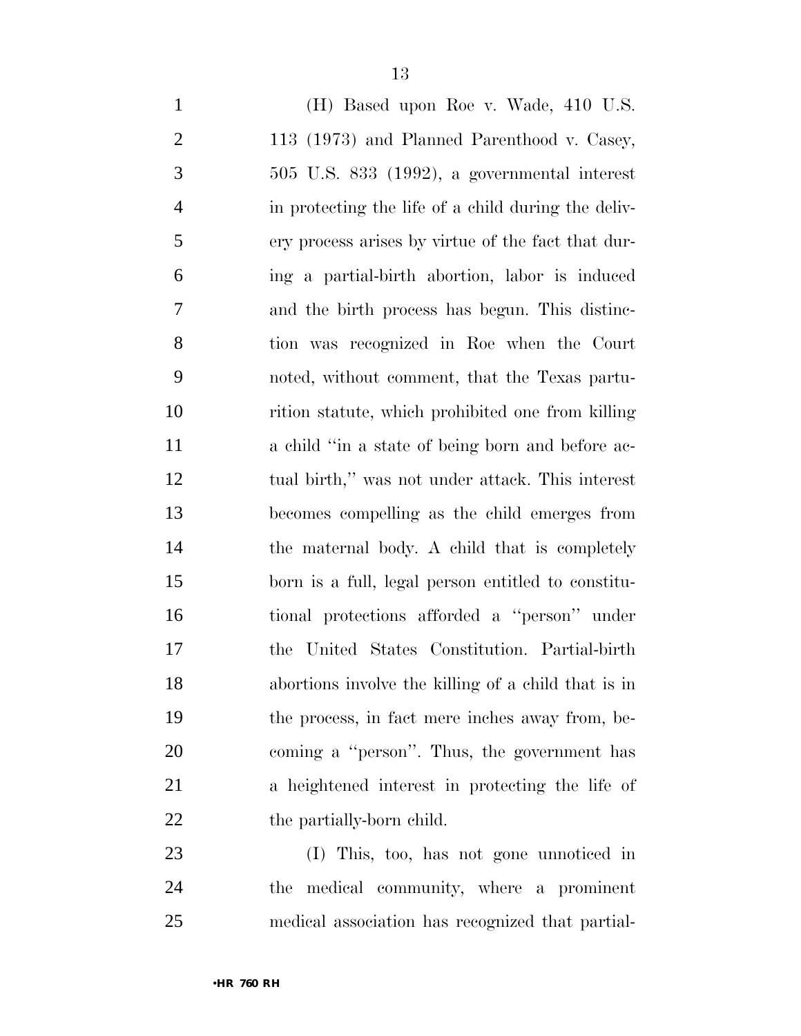(H) Based upon Roe v. Wade, 410 U.S. 113 (1973) and Planned Parenthood v. Casey, 505 U.S. 833 (1992), a governmental interest in protecting the life of a child during the delivery process arises by virtue of the fact that during a partial-birth abortion, labor is induced and the birth process has begun. This distinction was recognized in Roe when the Court noted, without comment, that the Texas parturition statute, which prohibited one from killing a child "in a state of being born and before actual birth," was not under attack. This interest becomes compelling as the child emerges from the maternal body. A child that is completely born is a full, legal person entitled to constitutional protections afforded a "person" under the United States Constitution. Partial-birth abortions involve the killing of a child that is in the process, in fact mere inches away from, becoming a "person". Thus, the government has a heightened interest in protecting the life of the partially-born child.

(I) This, too, has not gone unnoticed in the medical community, where a prominent medical association has recognized that partial-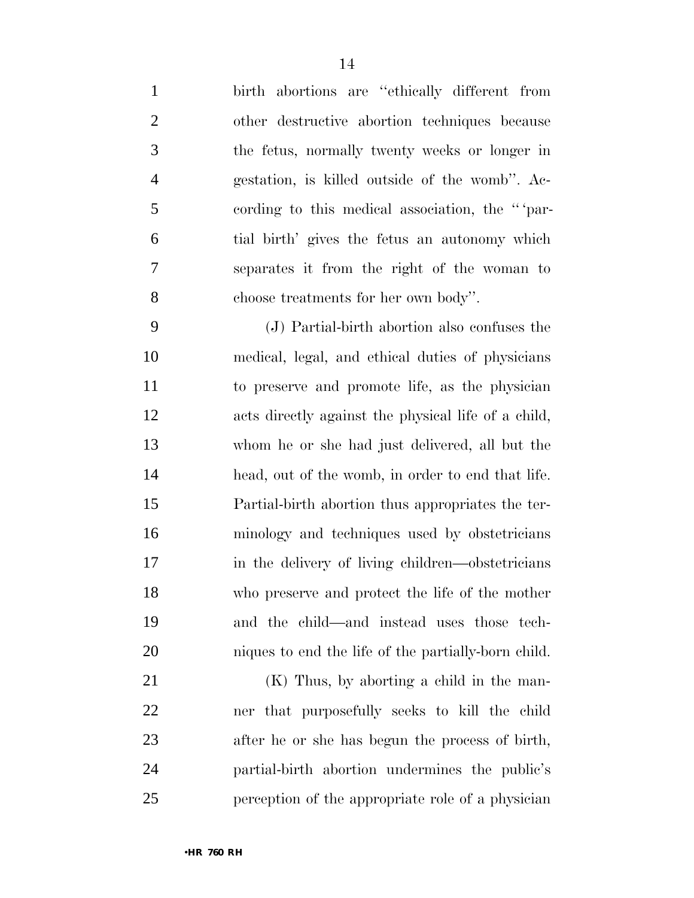birth abortions are "ethically different from other destructive abortion techniques because the fetus, normally twenty weeks or longer in gestation, is killed outside of the womb". According to this medical association, the "'partial birth' gives the fetus an autonomy which separates it from the right of the woman to choose treatments for her own body".

(J) Partial-birth abortion also confuses the medical, legal, and ethical duties of physicians to preserve and promote life, as the physician acts directly against the physical life of a child, whom he or she had just delivered, all but the head, out of the womb, in order to end that life. Partial-birth abortion thus appropriates the terminology and techniques used by obstetricians in the delivery of living children—obstetricians who preserve and protect the life of the mother and the child—and instead uses those techniques to end the life of the partially-born child.

(K) Thus, by aborting a child in the manner that purposefully seeks to kill the child after he or she has begun the process of birth, partial-birth abortion undermines the public's perception of the appropriate role of a physician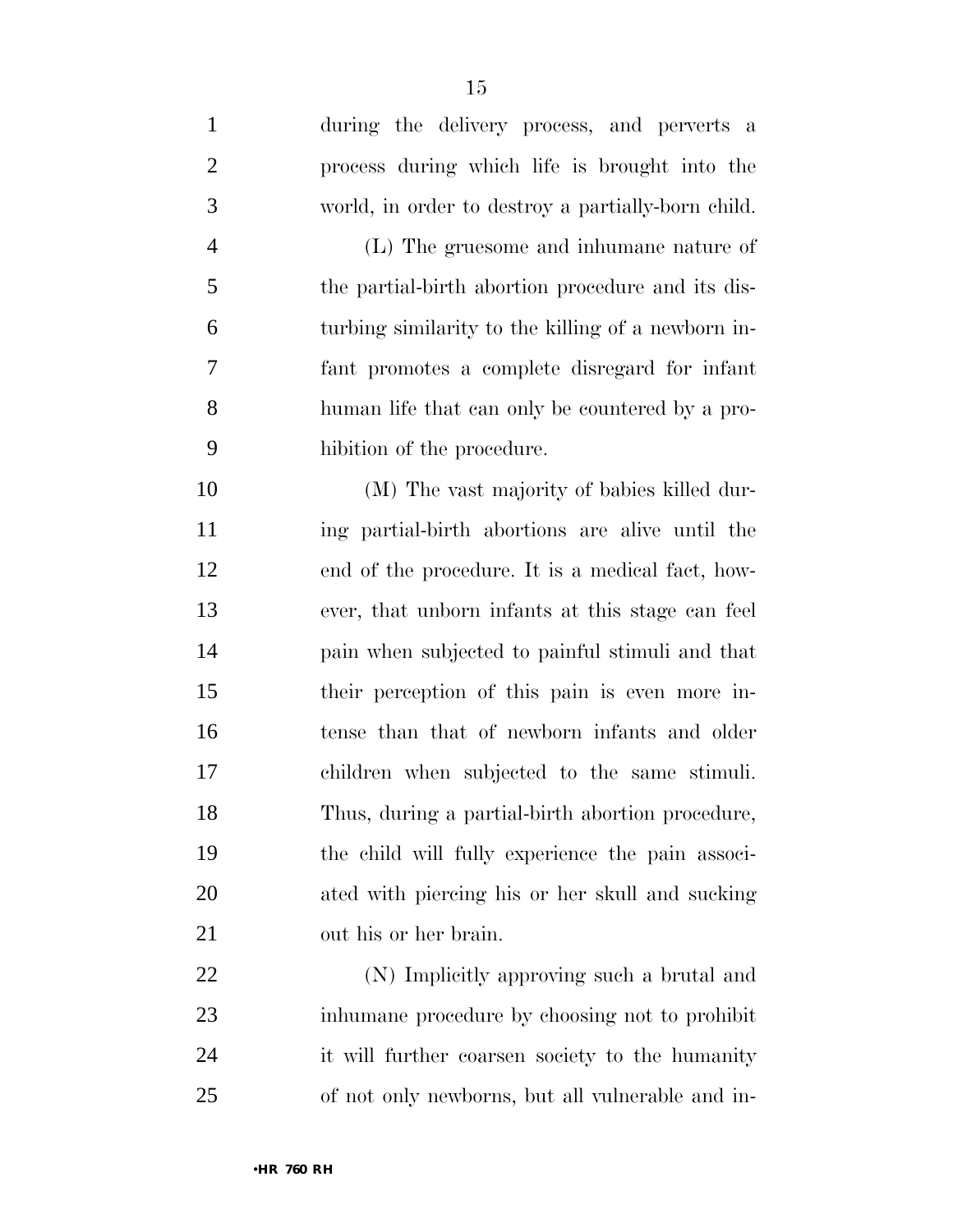during the delivery process, and perverts a process during which life is brought into the world, in order to destroy a partially-born child.

(L) The gruesome and inhumane nature of the partial-birth abortion procedure and its disturbing similarity to the killing of a newborn infant promotes a complete disregard for infant human life that can only be countered by a prohibition of the procedure.

(M) The vast majority of babies killed during partial-birth abortions are alive until the end of the procedure. It is a medical fact, however, that unborn infants at this stage can feel pain when subjected to painful stimuli and that their perception of this pain is even more intense than that of newborn infants and older children when subjected to the same stimuli. Thus, during a partial-birth abortion procedure, the child will fully experience the pain associated with piercing his or her skull and sucking out his or her brain.

(N) Implicitly approving such a brutal and inhumane procedure by choosing not to prohibit it will further coarsen society to the humanity of not only newborns, but all vulnerable and in-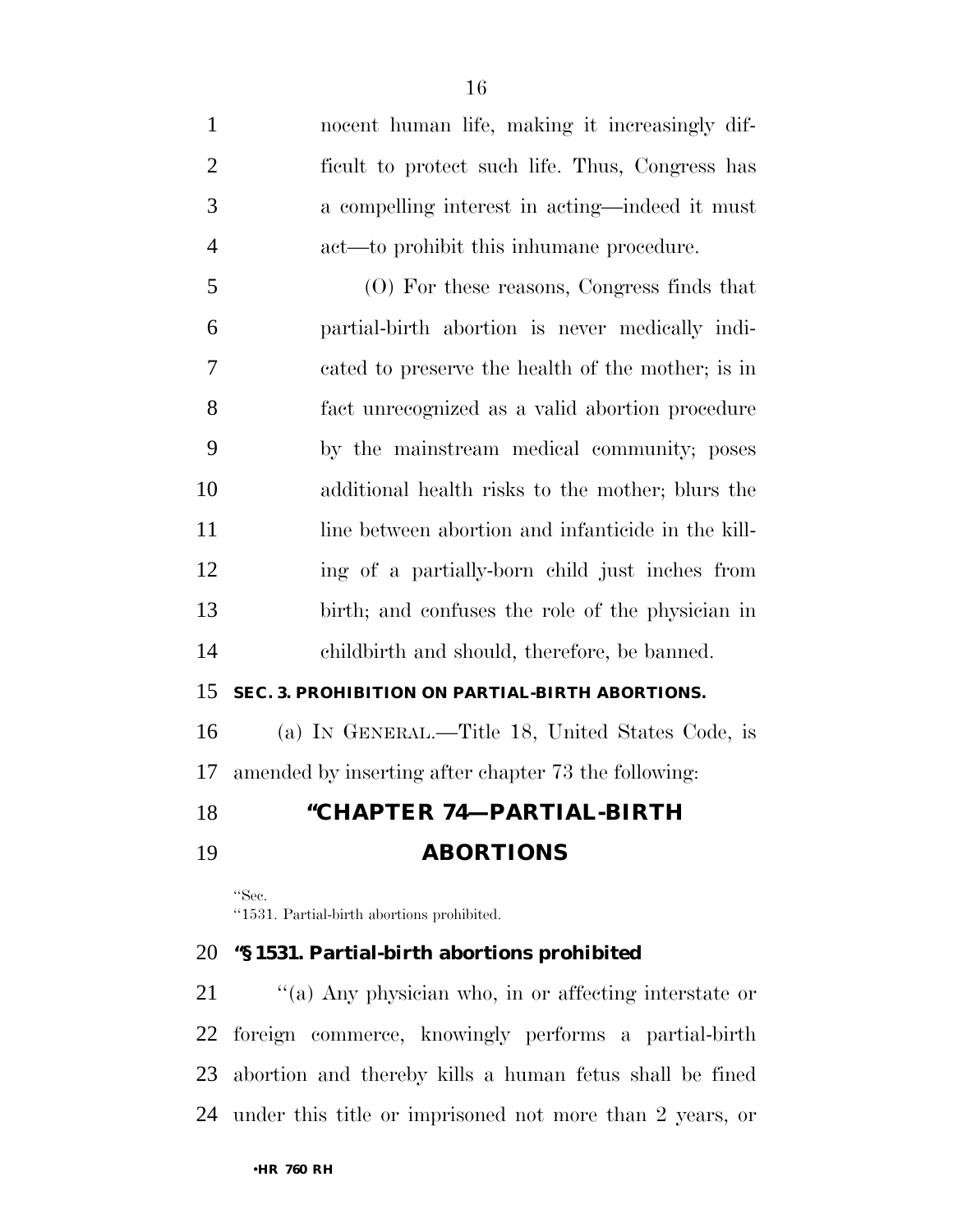nocent human life, making it increasingly difficult to protect such life. Thus, Congress has a compelling interest in acting—indeed it must act—to prohibit this inhumane procedure.

(O) For these reasons, Congress finds that partial-birth abortion is never medically indicated to preserve the health of the mother; is in fact unrecognized as a valid abortion procedure by the mainstream medical community; poses additional health risks to the mother; blurs the line between abortion and infanticide in the killing of a partially-born child just inches from birth; and confuses the role of the physician in childbirth and should, therefore, be banned.

**SEC. 3. PROHIBITION ON PARTIAL-BIRTH ABORTIONS.**

(a) IN GENERAL.—Title 18, United States Code, is amended by inserting after chapter 73 the following:

## "CHAPTER 74—PARTIAL-BIRTH ABORTIONS

"Sec.
"1531. Partial-birth abortions prohibited.

**"§ 1531. Partial-birth abortions prohibited**

"(a) Any physician who, in or affecting interstate or foreign commerce, knowingly performs a partial-birth abortion and thereby kills a human fetus shall be fined under this title or imprisoned not more than 2 years, or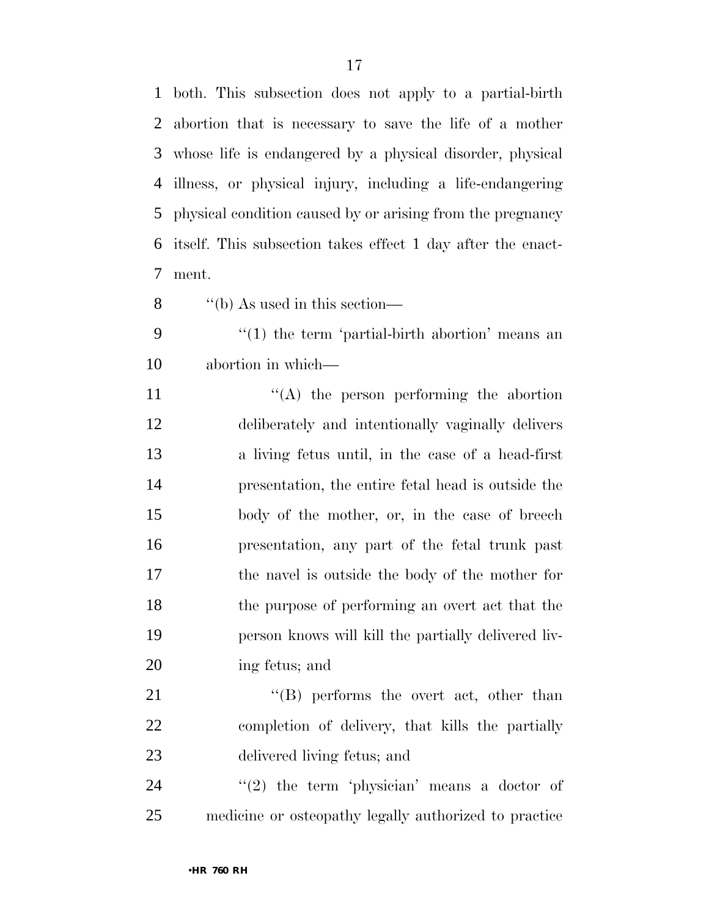both. This subsection does not apply to a partial-birth abortion that is necessary to save the life of a mother whose life is endangered by a physical disorder, physical illness, or physical injury, including a life-endangering physical condition caused by or arising from the pregnancy itself. This subsection takes effect 1 day after the enactment.

''(b) As used in this section—

''(1) the term 'partial-birth abortion' means an abortion in which—

''(A) the person performing the abortion deliberately and intentionally vaginally delivers a living fetus until, in the case of a head-first presentation, the entire fetal head is outside the body of the mother, or, in the case of breech presentation, any part of the fetal trunk past the navel is outside the body of the mother for the purpose of performing an overt act that the person knows will kill the partially delivered living fetus; and

''(B) performs the overt act, other than completion of delivery, that kills the partially delivered living fetus; and

''(2) the term 'physician' means a doctor of medicine or osteopathy legally authorized to practice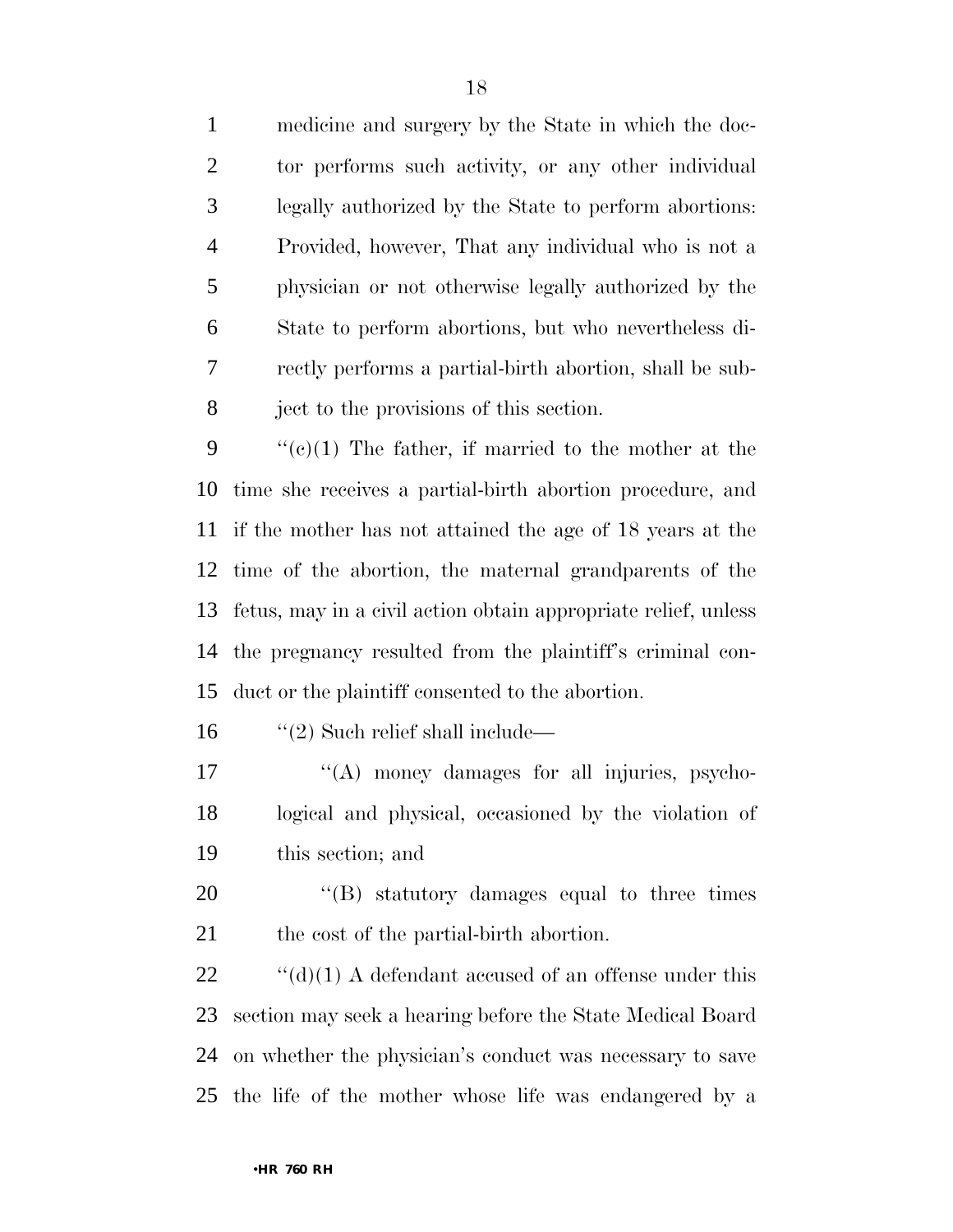medicine and surgery by the State in which the doctor performs such activity, or any other individual legally authorized by the State to perform abortions: Provided, however, That any individual who is not a physician or not otherwise legally authorized by the State to perform abortions, but who nevertheless directly performs a partial-birth abortion, shall be subject to the provisions of this section.

''(c)(1) The father, if married to the mother at the time she receives a partial-birth abortion procedure, and if the mother has not attained the age of 18 years at the time of the abortion, the maternal grandparents of the fetus, may in a civil action obtain appropriate relief, unless the pregnancy resulted from the plaintiff's criminal conduct or the plaintiff consented to the abortion.

''(2) Such relief shall include—

''(A) money damages for all injuries, psychological and physical, occasioned by the violation of this section; and

''(B) statutory damages equal to three times the cost of the partial-birth abortion.

''(d)(1) A defendant accused of an offense under this section may seek a hearing before the State Medical Board on whether the physician's conduct was necessary to save the life of the mother whose life was endangered by a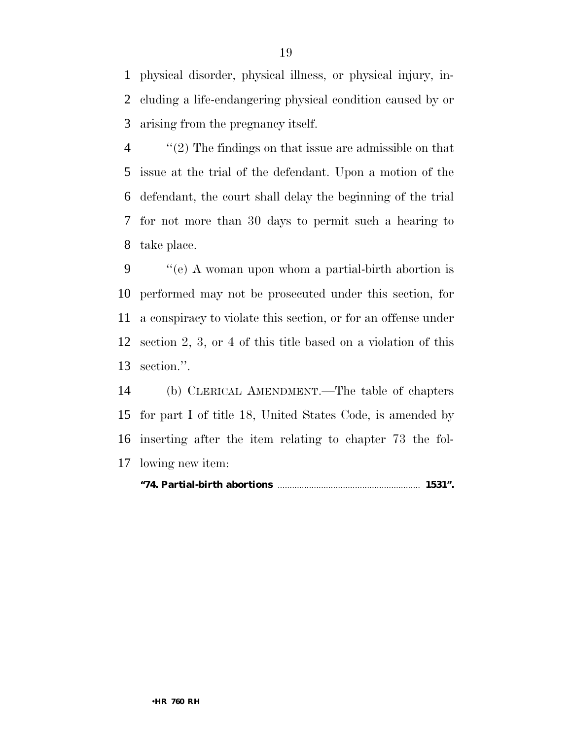physical disorder, physical illness, or physical injury, including a life-endangering physical condition caused by or arising from the pregnancy itself.

''(2) The findings on that issue are admissible on that issue at the trial of the defendant. Upon a motion of the defendant, the court shall delay the beginning of the trial for not more than 30 days to permit such a hearing to take place.

''(e) A woman upon whom a partial-birth abortion is performed may not be prosecuted under this section, for a conspiracy to violate this section, or for an offense under section 2, 3, or 4 of this title based on a violation of this section.''.

(b) CLERICAL AMENDMENT.—The table of chapters for part I of title 18, United States Code, is amended by inserting after the item relating to chapter 73 the following new item:

**''74. Partial-birth abortions ........................................................ 1531''.**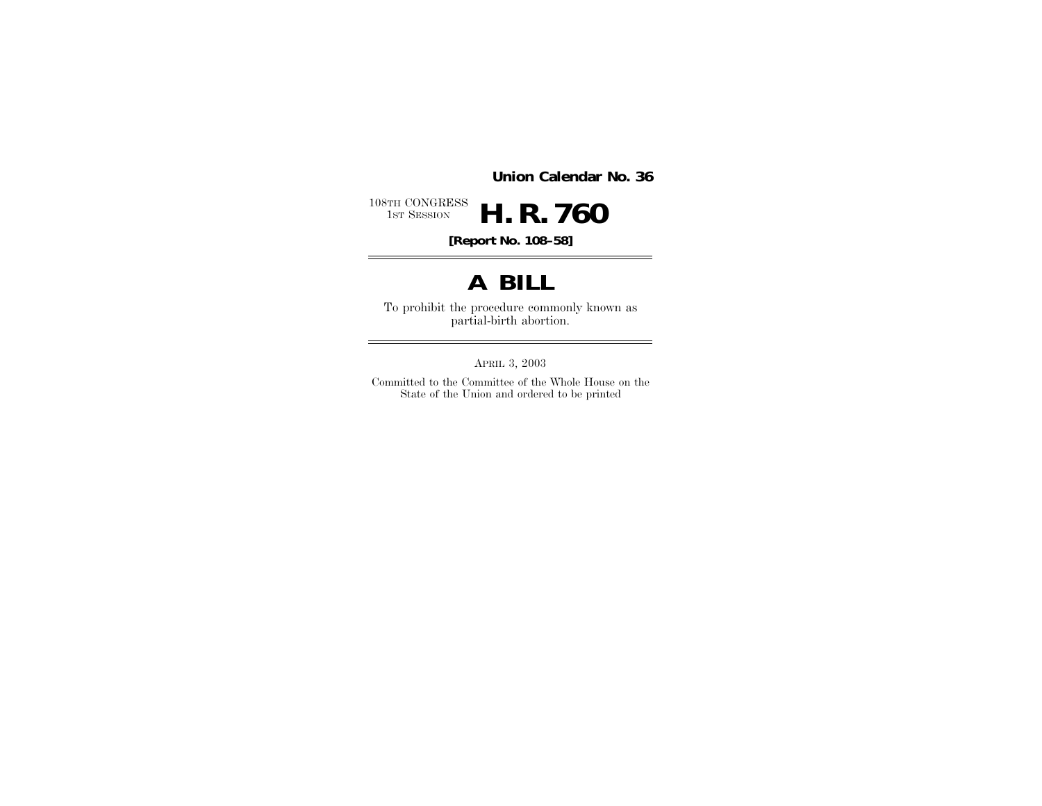**Union Calendar No. 36**

108TH CONGRESS
1ST SESSION

# H. R. 760

**[Report No. 108–58]**

---

# A BILL

To prohibit the procedure commonly known as partial-birth abortion.

---

APRIL 3, 2003

Committed to the Committee of the Whole House on the State of the Union and ordered to be printed